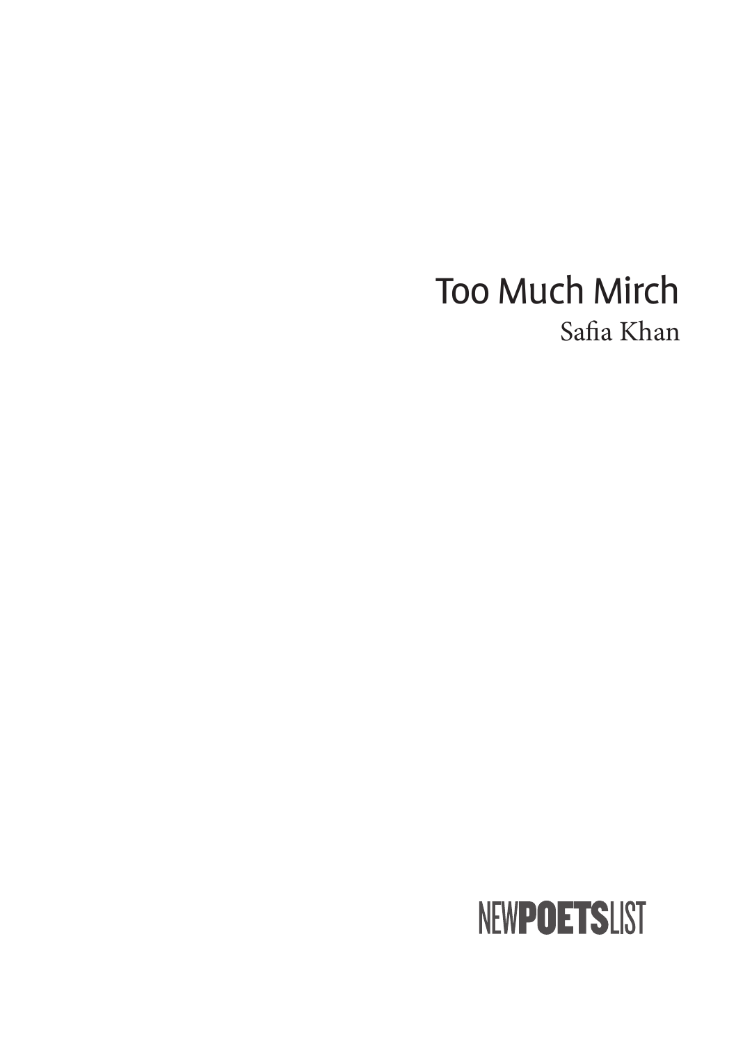# Too Much Mirch

Safia Khan

NEW**POETS**LIST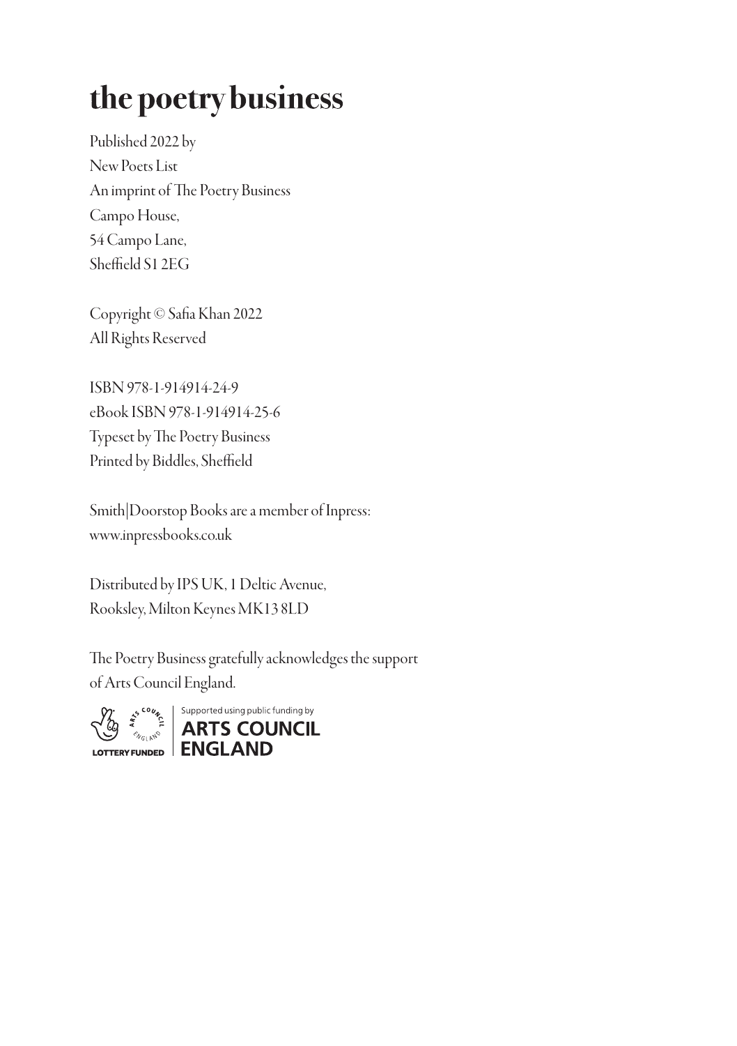# the poetry business

Published 2022 by  
New Poets List  
An imprint of The Poetry Business  
Campo House,  
54 Campo Lane,  
Sheffield S1 2EG

Copyright © Safia Khan 2022  
All Rights Reserved

ISBN 978-1-914914-24-9  
eBook ISBN 978-1-914914-25-6  
Typeset by The Poetry Business  
Printed by Biddles, Sheffield

Smith|Doorstop Books are a member of Inpress:  
www.inpressbooks.co.uk

Distributed by IPS UK, 1 Deltic Avenue,  
Rooksley, Milton Keynes MK13 8LD

The Poetry Business gratefully acknowledges the support of Arts Council England.

LOTTERY FUNDED | Supported using public funding by ARTS COUNCIL ENGLAND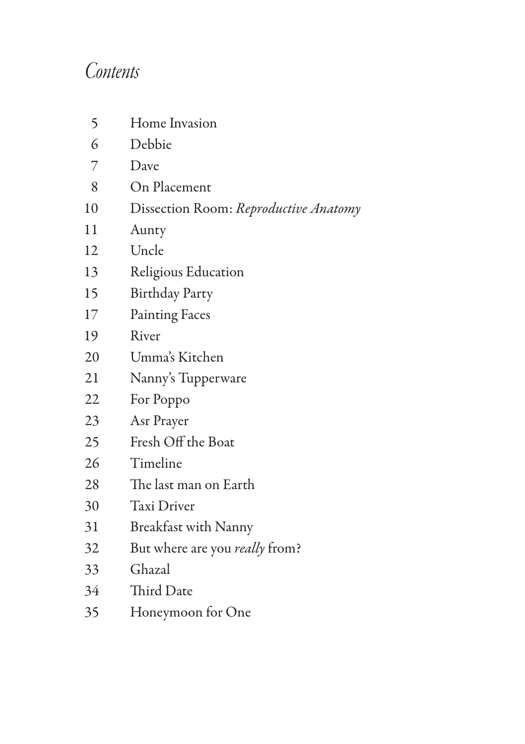# *Contents*

| | |
|---|---|
| 5 | Home Invasion |
| 6 | Debbie |
| 7 | Dave |
| 8 | On Placement |
| 10 | Dissection Room: *Reproductive Anatomy* |
| 11 | Aunty |
| 12 | Uncle |
| 13 | Religious Education |
| 15 | Birthday Party |
| 17 | Painting Faces |
| 19 | River |
| 20 | Umma's Kitchen |
| 21 | Nanny's Tupperware |
| 22 | For Poppo |
| 23 | Asr Prayer |
| 25 | Fresh Off the Boat |
| 26 | Timeline |
| 28 | The last man on Earth |
| 30 | Taxi Driver |
| 31 | Breakfast with Nanny |
| 32 | But where are you *really* from? |
| 33 | Ghazal |
| 34 | Third Date |
| 35 | Honeymoon for One |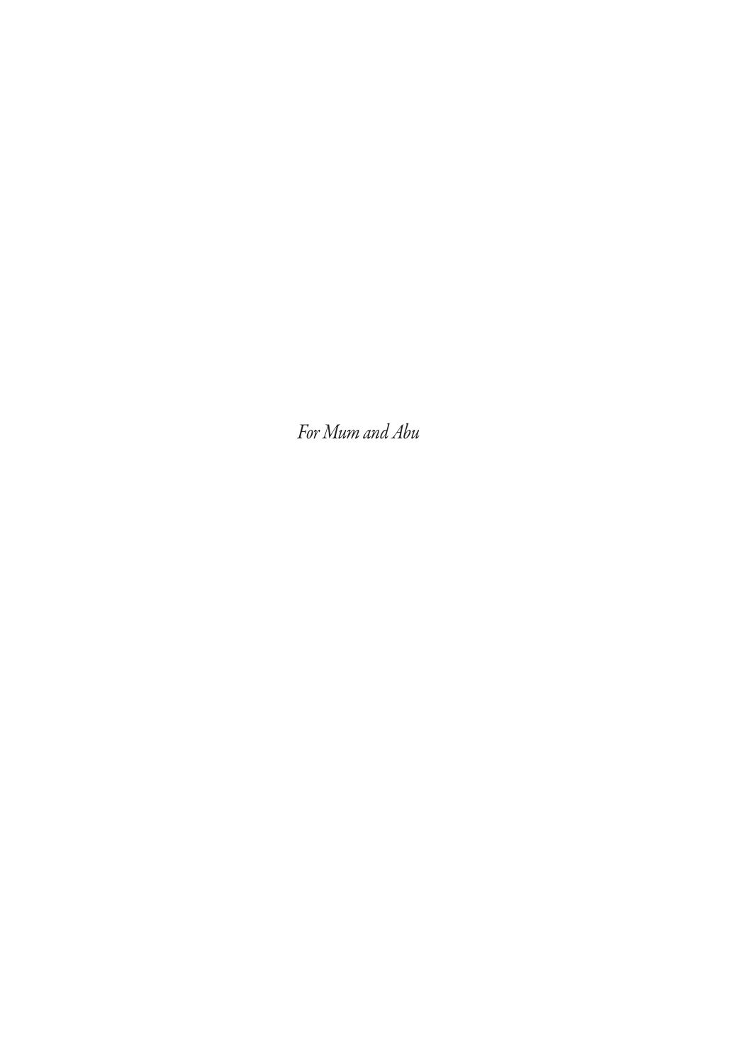*For Mum and Abu*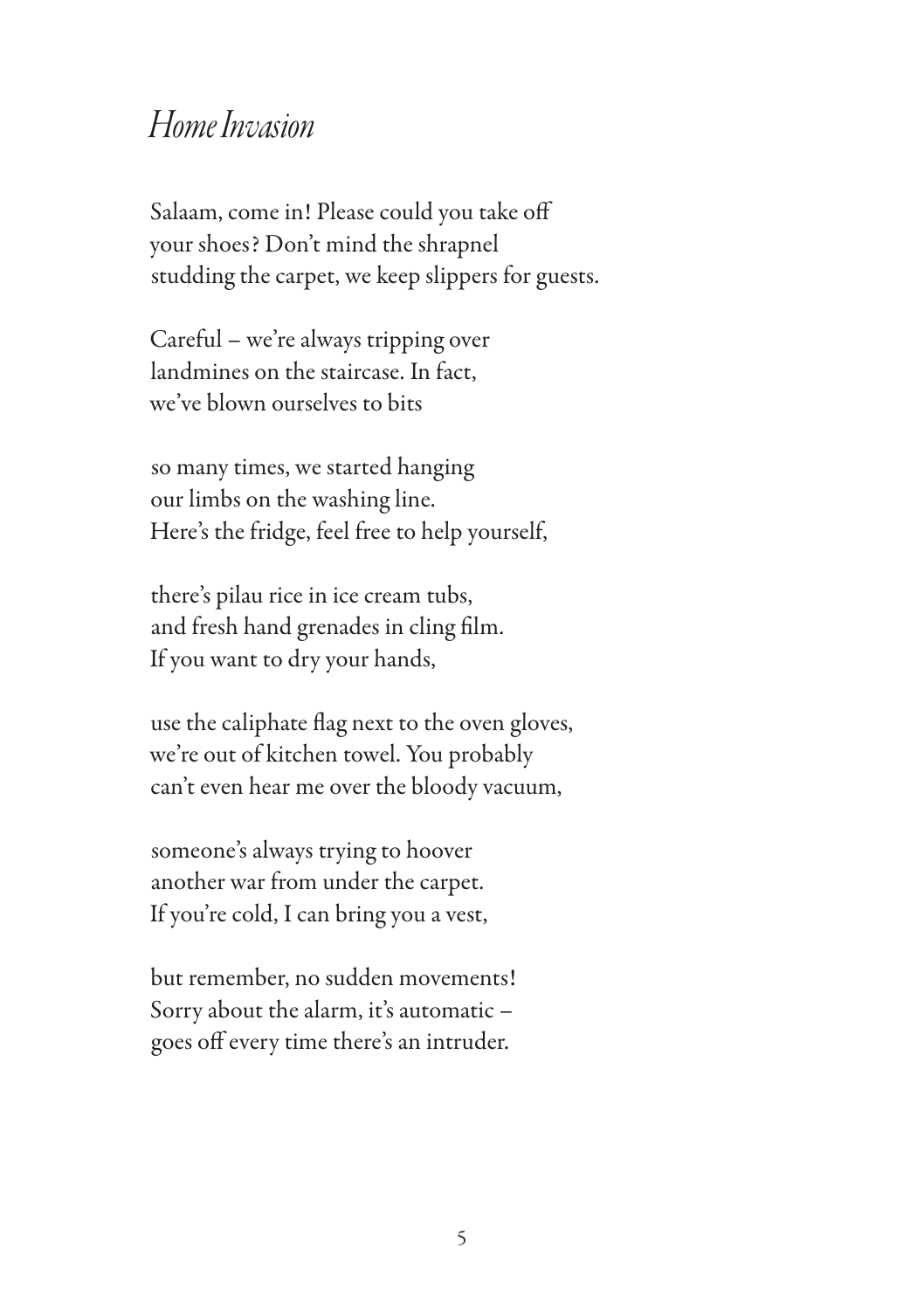# *Home Invasion*

Salaam, come in! Please could you take off
your shoes? Don't mind the shrapnel
studding the carpet, we keep slippers for guests.

Careful – we're always tripping over
landmines on the staircase. In fact,
we've blown ourselves to bits

so many times, we started hanging
our limbs on the washing line.
Here's the fridge, feel free to help yourself,

there's pilau rice in ice cream tubs,
and fresh hand grenades in cling film.
If you want to dry your hands,

use the caliphate flag next to the oven gloves,
we're out of kitchen towel. You probably
can't even hear me over the bloody vacuum,

someone's always trying to hoover
another war from under the carpet.
If you're cold, I can bring you a vest,

but remember, no sudden movements!
Sorry about the alarm, it's automatic –
goes off every time there's an intruder.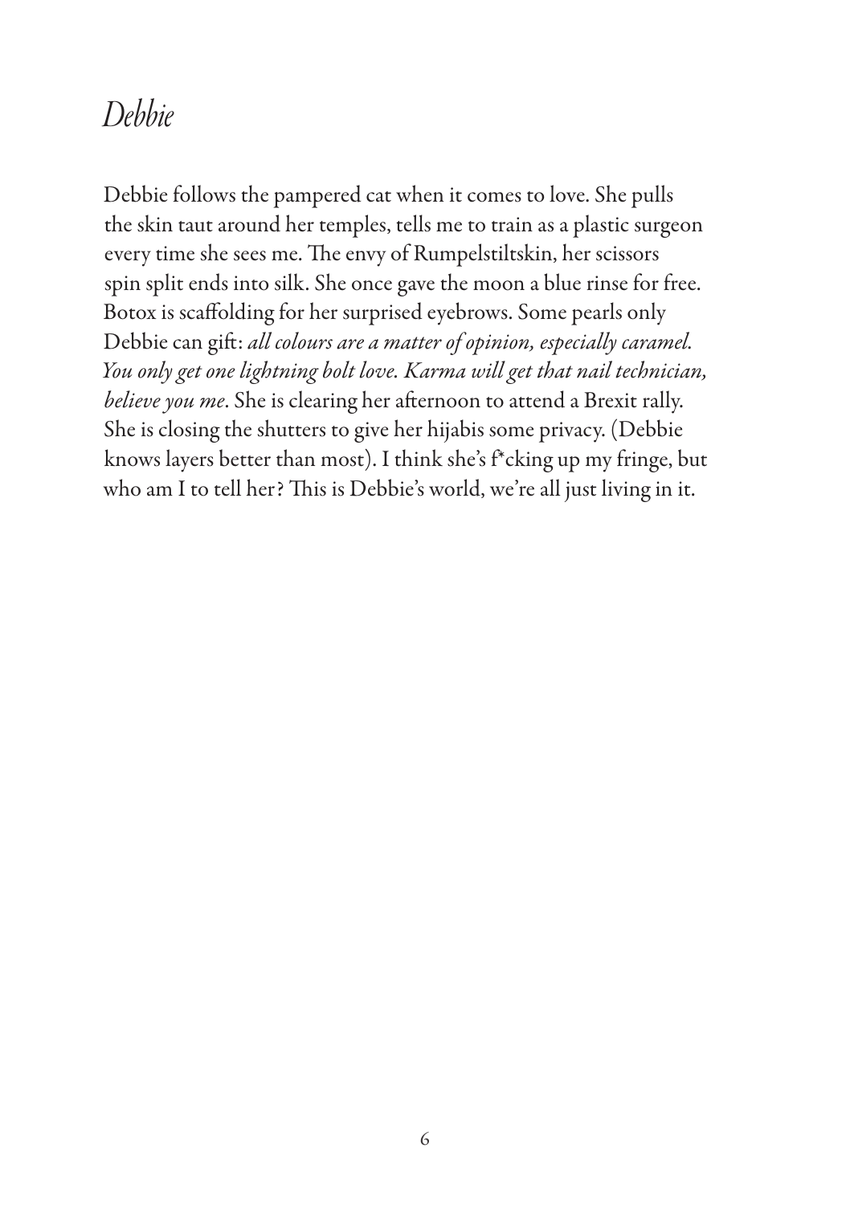# *Debbie*

Debbie follows the pampered cat when it comes to love. She pulls the skin taut around her temples, tells me to train as a plastic surgeon every time she sees me. The envy of Rumpelstiltskin, her scissors spin split ends into silk. She once gave the moon a blue rinse for free. Botox is scaffolding for her surprised eyebrows. Some pearls only Debbie can gift: *all colours are a matter of opinion, especially caramel. You only get one lightning bolt love. Karma will get that nail technician, believe you me*. She is clearing her afternoon to attend a Brexit rally. She is closing the shutters to give her hijabis some privacy. (Debbie knows layers better than most). I think she's f*cking up my fringe, but who am I to tell her? This is Debbie's world, we're all just living in it.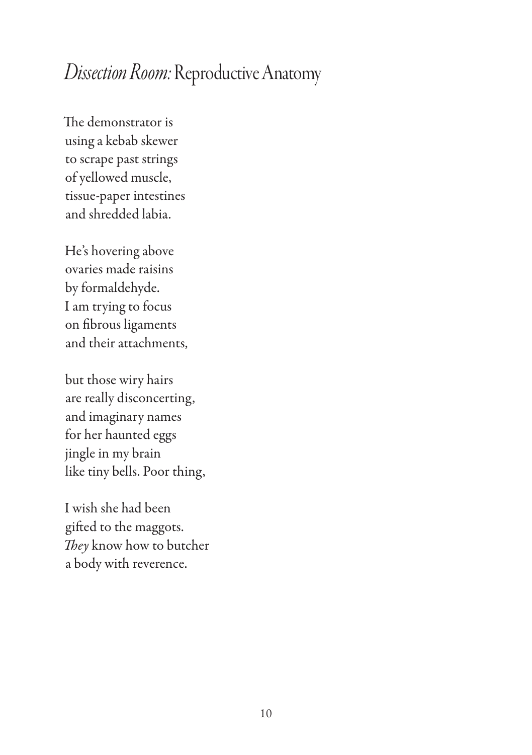## *Dissection Room:* Reproductive Anatomy

The demonstrator is  
using a kebab skewer  
to scrape past strings  
of yellowed muscle,  
tissue-paper intestines  
and shredded labia.

He's hovering above  
ovaries made raisins  
by formaldehyde.  
I am trying to focus  
on fibrous ligaments  
and their attachments,

but those wiry hairs  
are really disconcerting,  
and imaginary names  
for her haunted eggs  
jingle in my brain  
like tiny bells. Poor thing,

I wish she had been  
gifted to the maggots.  
*They* know how to butcher  
a body with reverence.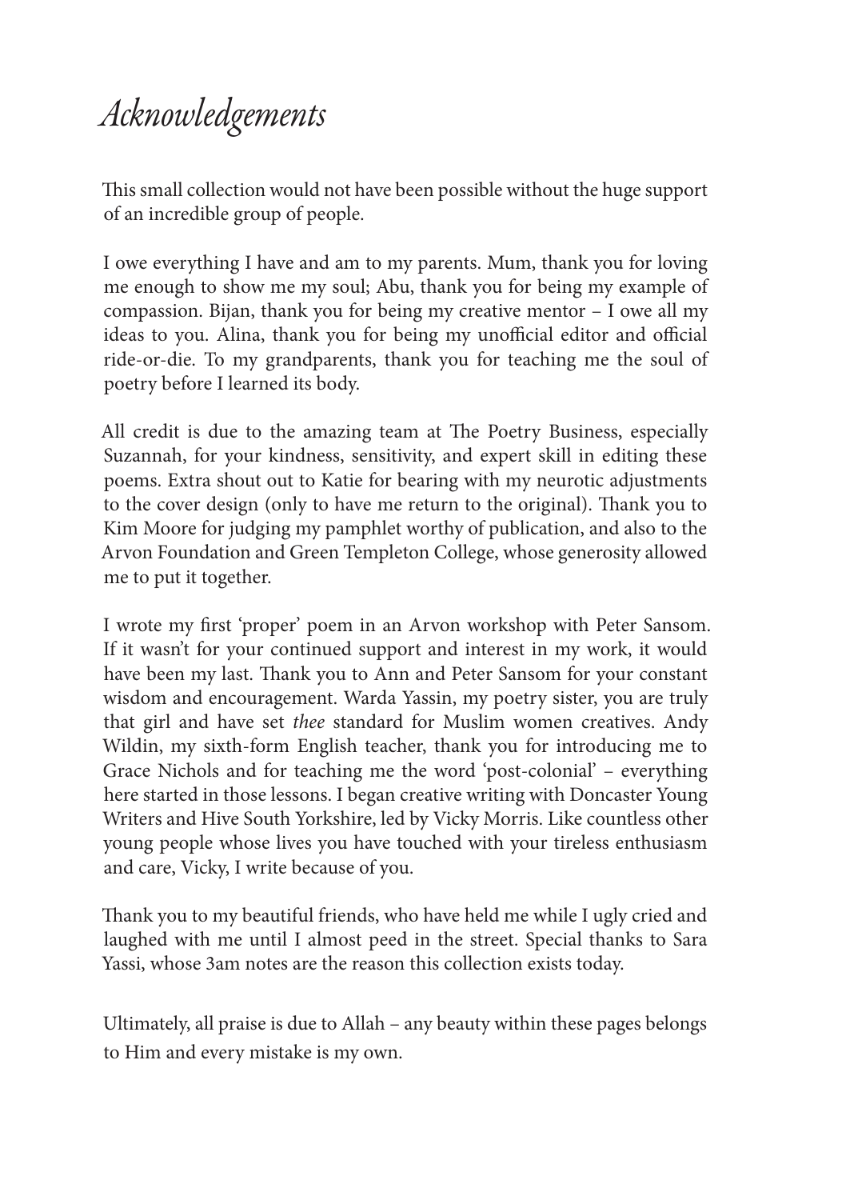# *Acknowledgements*

This small collection would not have been possible without the huge support of an incredible group of people.

I owe everything I have and am to my parents. Mum, thank you for loving me enough to show me my soul; Abu, thank you for being my example of compassion. Bijan, thank you for being my creative mentor – I owe all my ideas to you. Alina, thank you for being my unofficial editor and official ride-or-die. To my grandparents, thank you for teaching me the soul of poetry before I learned its body.

All credit is due to the amazing team at The Poetry Business, especially Suzannah, for your kindness, sensitivity, and expert skill in editing these poems. Extra shout out to Katie for bearing with my neurotic adjustments to the cover design (only to have me return to the original). Thank you to Kim Moore for judging my pamphlet worthy of publication, and also to the Arvon Foundation and Green Templeton College, whose generosity allowed me to put it together.

I wrote my first 'proper' poem in an Arvon workshop with Peter Sansom. If it wasn't for your continued support and interest in my work, it would have been my last. Thank you to Ann and Peter Sansom for your constant wisdom and encouragement. Warda Yassin, my poetry sister, you are truly that girl and have set *thee* standard for Muslim women creatives. Andy Wildin, my sixth-form English teacher, thank you for introducing me to Grace Nichols and for teaching me the word 'post-colonial' – everything here started in those lessons. I began creative writing with Doncaster Young Writers and Hive South Yorkshire, led by Vicky Morris. Like countless other young people whose lives you have touched with your tireless enthusiasm and care, Vicky, I write because of you.

Thank you to my beautiful friends, who have held me while I ugly cried and laughed with me until I almost peed in the street. Special thanks to Sara Yassi, whose 3am notes are the reason this collection exists today.

Ultimately, all praise is due to Allah – any beauty within these pages belongs to Him and every mistake is my own.